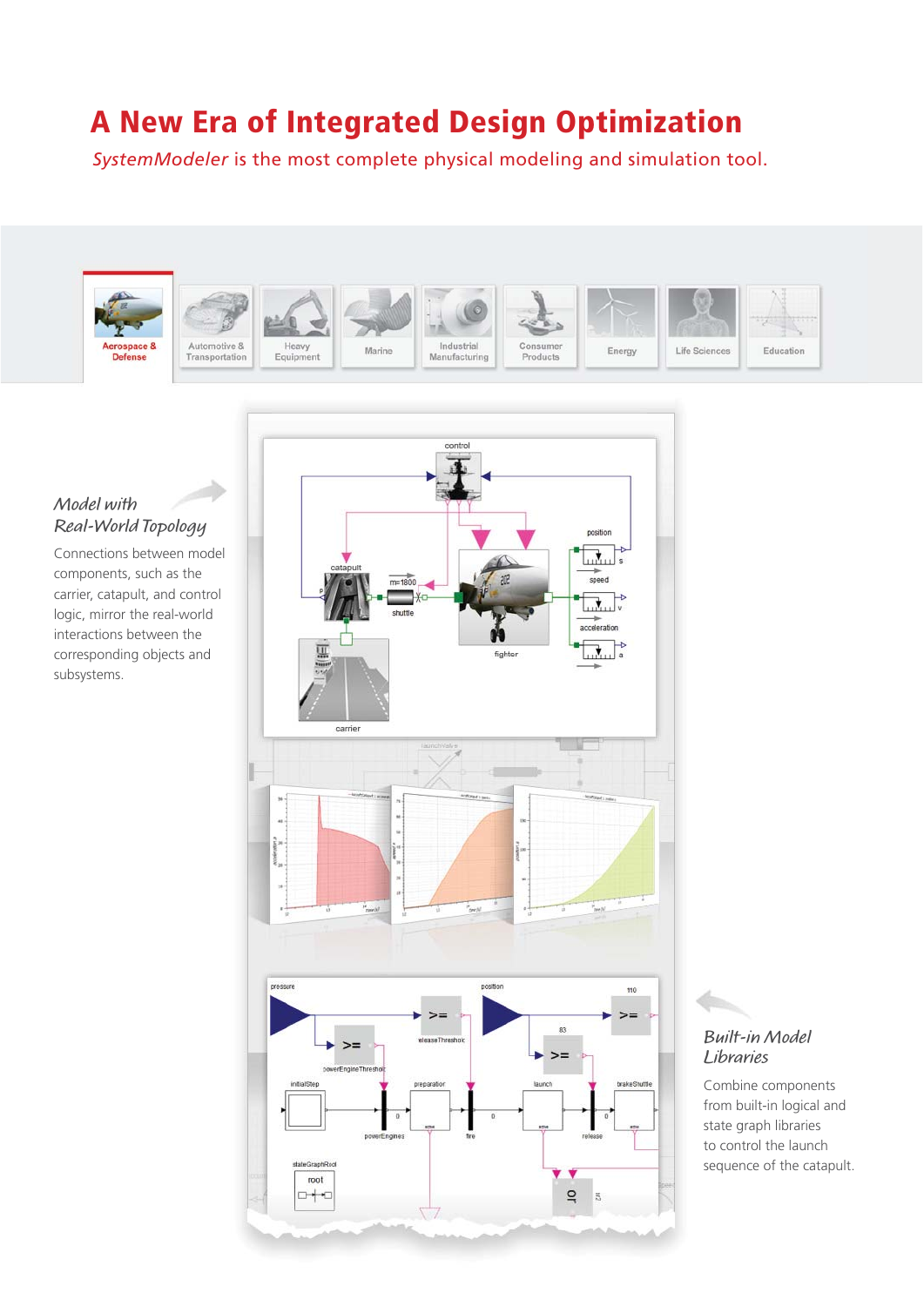# A New Era of Integrated Design Optimization

*SystemModeler* is the most complete physical modeling and simulation tool.

Aerospace & Defense | Automotive & Transportation | Heavy Equipment | Marine | Industrial Manufacturing | Consumer Products | Energy | Life Sciences | Education

### *Model with Real-World Topology*

Connections between model components, such as the carrier, catapult, and control logic, mirror the real-world interactions between the corresponding objects and subsystems.

### *Built-in Model Libraries*

Combine components from built-in logical and state graph libraries to control the launch sequence of the catapult.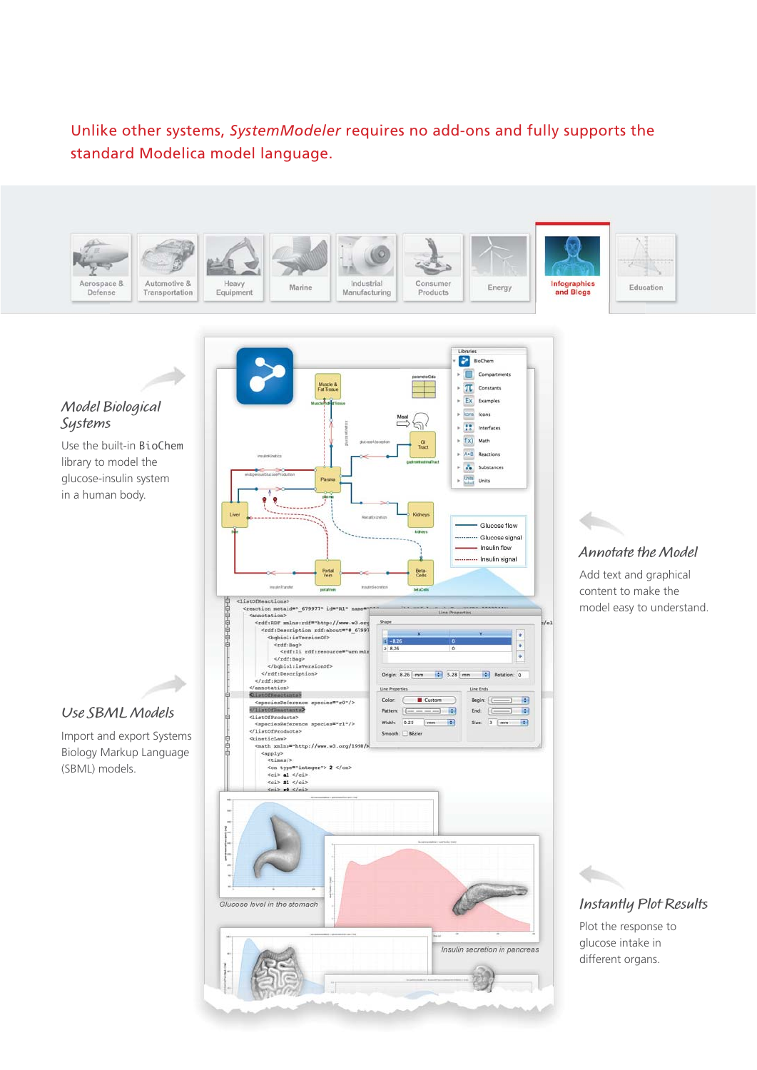Unlike other systems, *SystemModeler* requires no add-ons and fully supports the standard Modelica model language.

Aerospace & Defense | Automotive & Transportation | Heavy Equipment | Marine | Industrial Manufacturing | Consumer Products | Energy | **Infographics and Blogs** | Education

## *Model Biological Systems*

Use the built-in BioChem library to model the glucose-insulin system in a human body.

## *Use SBML Models*

Import and export Systems Biology Markup Language (SBML) models.

## *Annotate the Model*

Add text and graphical content to make the model easy to understand.

## *Instantly Plot Results*

Plot the response to glucose intake in different organs.

Glucose level in the stomach

Insulin secretion in pancreas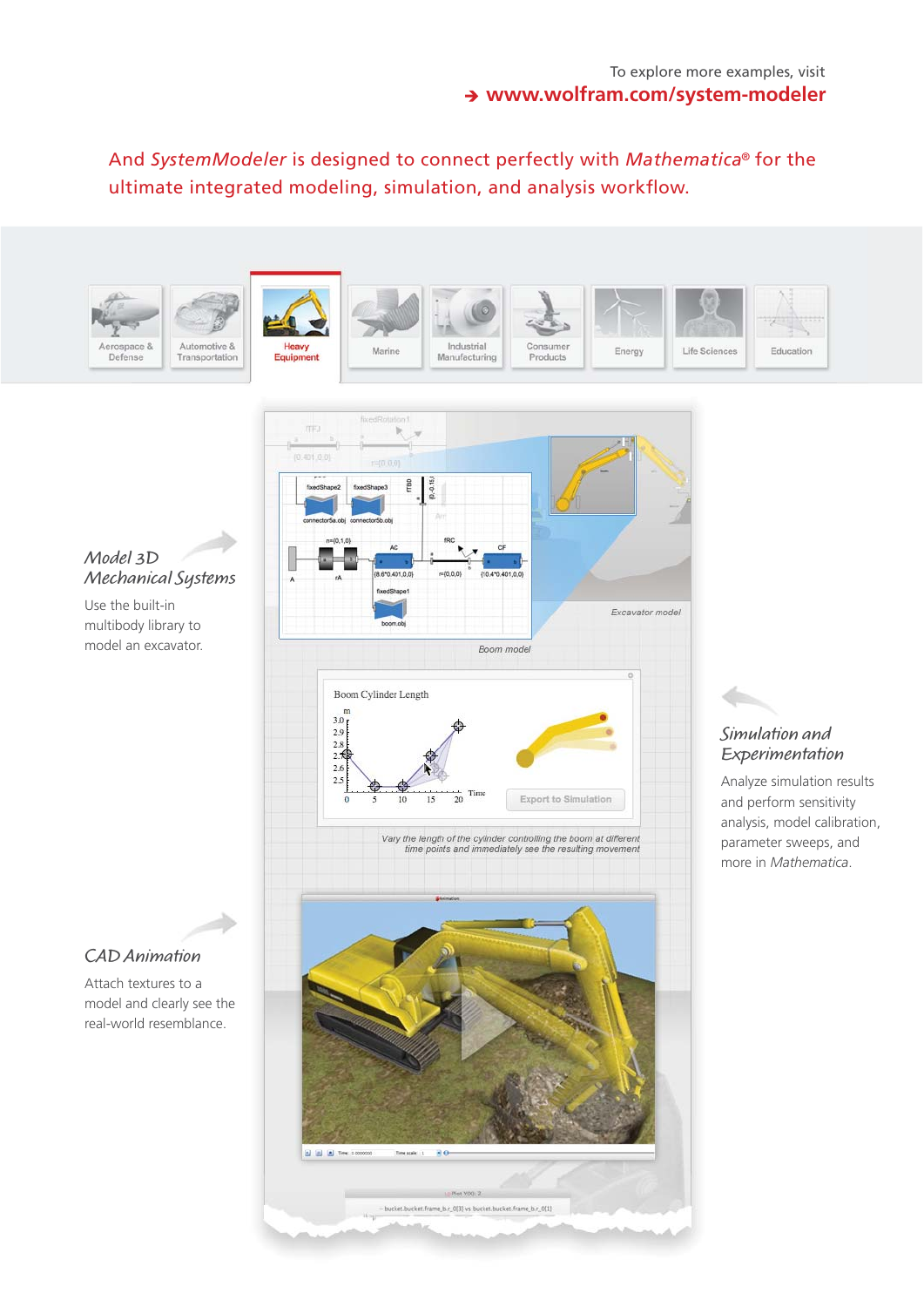To explore more examples, visit
→ www.wolfram.com/system-modeler

And *SystemModeler* is designed to connect perfectly with *Mathematica*® for the ultimate integrated modeling, simulation, and analysis workflow.

Aerospace & Defense | Automotive & Transportation | Heavy Equipment | Marine | Industrial Manufacturing | Consumer Products | Energy | Life Sciences | Education

### *Model 3D Mechanical Systems*

Use the built-in multibody library to model an excavator.

*Excavator model*

*Boom model*

### *Simulation and Experimentation*

Analyze simulation results and perform sensitivity analysis, model calibration, parameter sweeps, and more in *Mathematica*.

*Vary the length of the cylinder controlling the boom at different time points and immediately see the resulting movement*

### *CAD Animation*

Attach textures to a model and clearly see the real-world resemblance.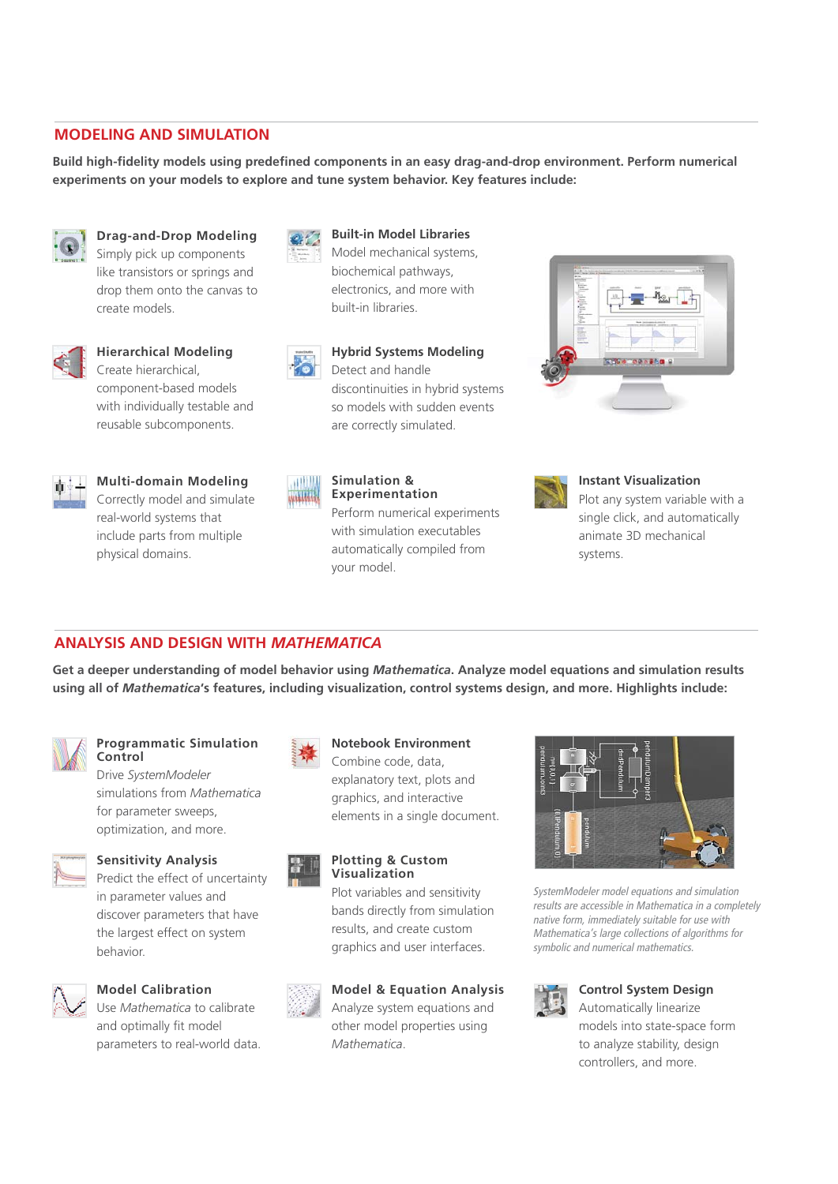## MODELING AND SIMULATION

**Build high-fidelity models using predefined components in an easy drag-and-drop environment. Perform numerical experiments on your models to explore and tune system behavior. Key features include:**

**Drag-and-Drop Modeling**
Simply pick up components like transistors or springs and drop them onto the canvas to create models.

**Built-in Model Libraries**
Model mechanical systems, biochemical pathways, electronics, and more with built-in libraries.

**Hierarchical Modeling**
Create hierarchical, component-based models with individually testable and reusable subcomponents.

**Hybrid Systems Modeling**
Detect and handle discontinuities in hybrid systems so models with sudden events are correctly simulated.

**Multi-domain Modeling**
Correctly model and simulate real-world systems that include parts from multiple physical domains.

**Simulation & Experimentation**
Perform numerical experiments with simulation executables automatically compiled from your model.

**Instant Visualization**
Plot any system variable with a single click, and automatically animate 3D mechanical systems.

## ANALYSIS AND DESIGN WITH *MATHEMATICA*

**Get a deeper understanding of model behavior using *Mathematica*. Analyze model equations and simulation results using all of *Mathematica*'s features, including visualization, control systems design, and more. Highlights include:**

**Programmatic Simulation Control**
Drive *SystemModeler* simulations from *Mathematica* for parameter sweeps, optimization, and more.

**Notebook Environment**
Combine code, data, explanatory text, plots and graphics, and interactive elements in a single document.

*SystemModeler model equations and simulation results are accessible in Mathematica in a completely native form, immediately suitable for use with Mathematica's large collections of algorithms for symbolic and numerical mathematics.*

**Sensitivity Analysis**
Predict the effect of uncertainty in parameter values and discover parameters that have the largest effect on system behavior.

**Plotting & Custom Visualization**
Plot variables and sensitivity bands directly from simulation results, and create custom graphics and user interfaces.

**Model Calibration**
Use *Mathematica* to calibrate and optimally fit model parameters to real-world data.

**Model & Equation Analysis**
Analyze system equations and other model properties using *Mathematica*.

**Control System Design**
Automatically linearize models into state-space form to analyze stability, design controllers, and more.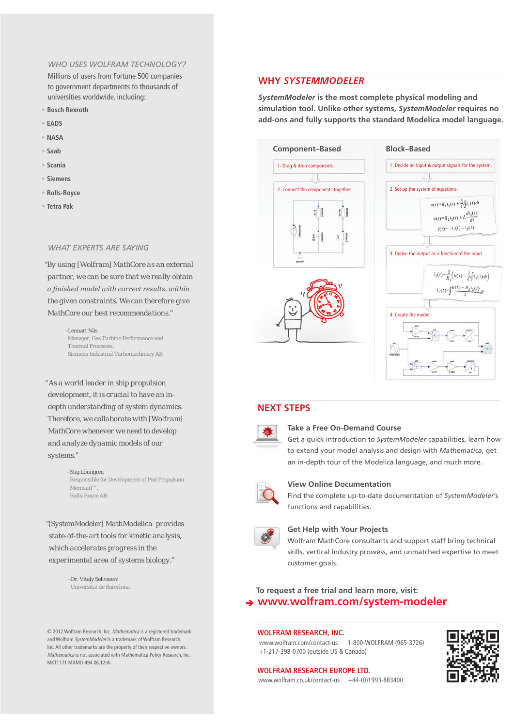*WHO USES WOLFRAM TECHNOLOGY?*

Millions of users from Fortune 500 companies to government departments to thousands of universities worldwide, including:

- **Bosch Rexroth**
- **EADS**
- **NASA**
- **Saab**
- **Scania**
- **Siemens**
- **Rolls-Royce**
- **Tetra Pak**

*WHAT EXPERTS ARE SAYING*

"By using [Wolfram] MathCore as an external partner, we can be sure that we really obtain *a finished model with correct results, within* the given constraints. We can therefore give MathCore our best recommendations."

–Lennart Näs
Manager, Gas Turbine Performance and Thermal Processes,
Siemens Industrial Turbomachinery AB

"As a world leader in ship propulsion development, it is crucial to have an in-depth understanding of system dynamics. Therefore, we collaborate with [Wolfram] MathCore whenever we need to develop and analyze dynamic models of our systems."

–Stig Lönngren
Responsible for Development of Pod Propulsion Mermaid™,
Rolls-Royce AB

"[SystemModeler] MathModelica provides state-of-the-art tools for kinetic analysis, which accelerates progress in the experimental area of systems biology."

–Dr. Vitaly Selivanov
Universitat de Barcelona

© 2012 Wolfram Research, Inc. *Mathematica* is a registered trademark and Wolfram *SystemModeler* is a trademark of Wolfram Research, Inc. All other trademarks are the property of their respective owners. *Mathematica* is not associated with Mathematica Policy Research, Inc. MKT1171 MAMO-494 06.12nh

## WHY *SYSTEMMODELER*

***SystemModeler* is the most complete physical modeling and simulation tool. Unlike other systems, *SystemModeler* requires no add-ons and fully supports the standard Modelica model language.**

**Component–Based**

1. Drag & drop components.
2. Connect the components together.

**Block–Based**

1. Decide on input & output signals for the system.
2. Set up the system of equations.

$$u(t) = R_1 i_1(t) + \frac{1}{C}\int i_1(t)\,dt$$
$$u(t) = R_2 i_2(t) + L\frac{di_2(t)}{dt}$$
$$i(t) = -i_1(t) - i_2(t)$$

3. Derive the output as a function of the input.

$$i_1(t) = \frac{1}{R_1}\left(u(t) - \frac{1}{C}\int i_1(t)\,dt\right)$$
$$i_2(t) = \int \frac{u(t) - R_2 i_2(t)}{L}\,dt$$

4. Create the model.

## NEXT STEPS

**Take a Free On-Demand Course**
Get a quick introduction to *SystemModeler* capabilities, learn how to extend your model analysis and design with *Mathematica*, get an in-depth tour of the Modelica language, and much more.

**View Online Documentation**
Find the complete up-to-date documentation of *SystemModeler*'s functions and capabilities.

**Get Help with Your Projects**
Wolfram MathCore consultants and support staff bring technical skills, vertical industry prowess, and unmatched expertise to meet customer goals.

**To request a free trial and learn more, visit:**
**www.wolfram.com/system-modeler**

**WOLFRAM RESEARCH, INC.**
www.wolfram.com/contact-us 1-800-WOLFRAM (965-3726)
+1-217-398-0700 (outside US & Canada)

**WOLFRAM RESEARCH EUROPE LTD.**
www.wolfram.co.uk/contact-us +44-(0)1993-883400